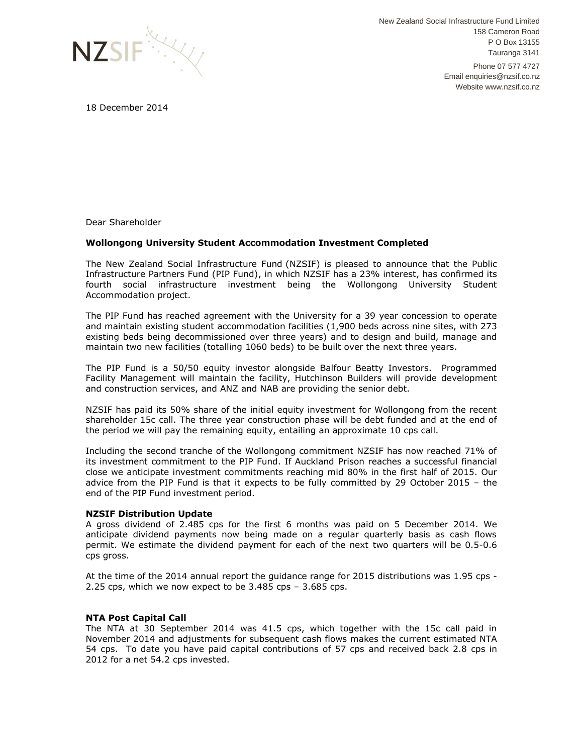New Zealand Social Infrastructure Fund Limited
158 Cameron Road
P O Box 13155
Tauranga 3141

Phone 07 577 4727
Email enquiries@nzsif.co.nz
Website www.nzsif.co.nz

18 December 2014

Dear Shareholder

**Wollongong University Student Accommodation Investment Completed**

The New Zealand Social Infrastructure Fund (NZSIF) is pleased to announce that the Public Infrastructure Partners Fund (PIP Fund), in which NZSIF has a 23% interest, has confirmed its fourth social infrastructure investment being the Wollongong University Student Accommodation project.

The PIP Fund has reached agreement with the University for a 39 year concession to operate and maintain existing student accommodation facilities (1,900 beds across nine sites, with 273 existing beds being decommissioned over three years) and to design and build, manage and maintain two new facilities (totalling 1060 beds) to be built over the next three years.

The PIP Fund is a 50/50 equity investor alongside Balfour Beatty Investors. Programmed Facility Management will maintain the facility, Hutchinson Builders will provide development and construction services, and ANZ and NAB are providing the senior debt.

NZSIF has paid its 50% share of the initial equity investment for Wollongong from the recent shareholder 15c call. The three year construction phase will be debt funded and at the end of the period we will pay the remaining equity, entailing an approximate 10 cps call.

Including the second tranche of the Wollongong commitment NZSIF has now reached 71% of its investment commitment to the PIP Fund. If Auckland Prison reaches a successful financial close we anticipate investment commitments reaching mid 80% in the first half of 2015. Our advice from the PIP Fund is that it expects to be fully committed by 29 October 2015 – the end of the PIP Fund investment period.

**NZSIF Distribution Update**

A gross dividend of 2.485 cps for the first 6 months was paid on 5 December 2014. We anticipate dividend payments now being made on a regular quarterly basis as cash flows permit. We estimate the dividend payment for each of the next two quarters will be 0.5-0.6 cps gross.

At the time of the 2014 annual report the guidance range for 2015 distributions was 1.95 cps - 2.25 cps, which we now expect to be 3.485 cps – 3.685 cps.

**NTA Post Capital Call**

The NTA at 30 September 2014 was 41.5 cps, which together with the 15c call paid in November 2014 and adjustments for subsequent cash flows makes the current estimated NTA 54 cps. To date you have paid capital contributions of 57 cps and received back 2.8 cps in 2012 for a net 54.2 cps invested.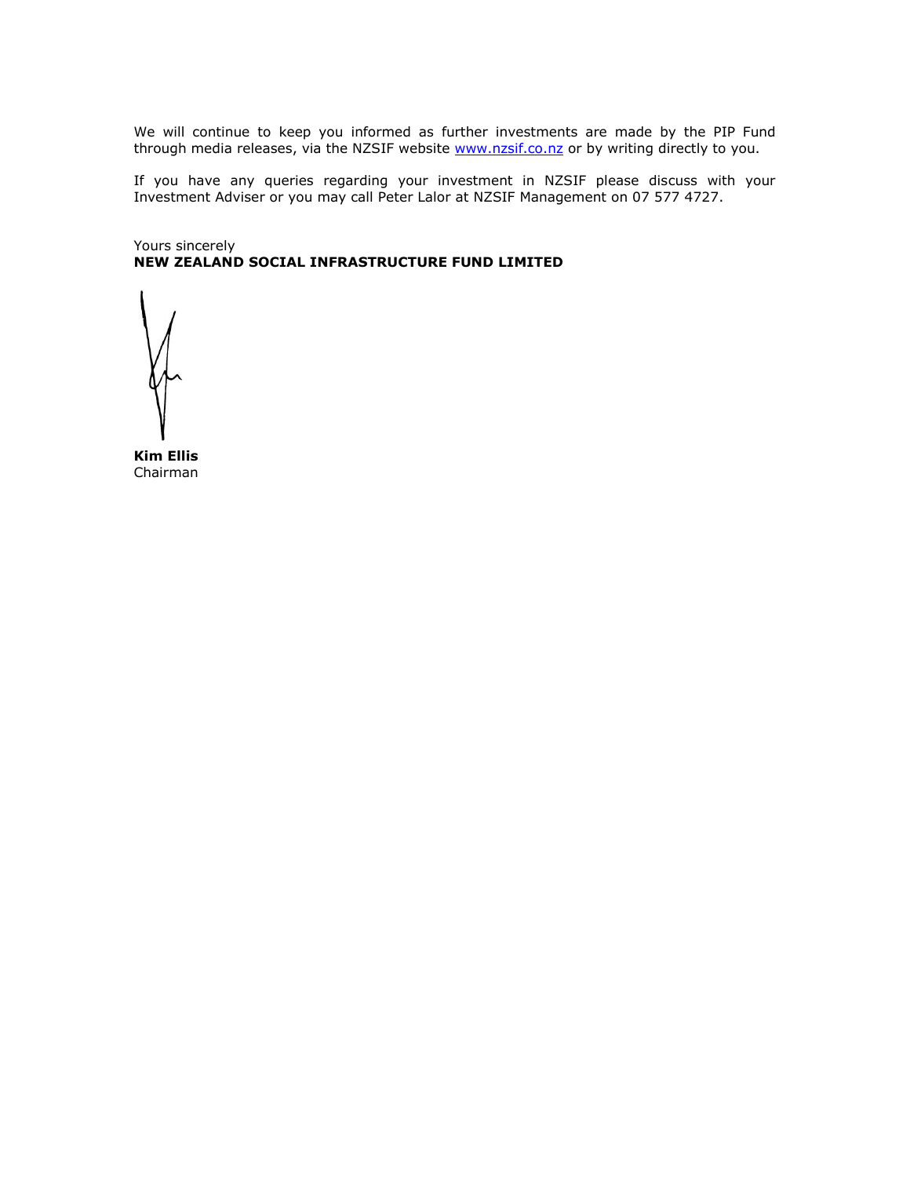We will continue to keep you informed as further investments are made by the PIP Fund through media releases, via the NZSIF website www.nzsif.co.nz or by writing directly to you.

If you have any queries regarding your investment in NZSIF please discuss with your Investment Adviser or you may call Peter Lalor at NZSIF Management on 07 577 4727.

Yours sincerely
**NEW ZEALAND SOCIAL INFRASTRUCTURE FUND LIMITED**

**Kim Ellis**
Chairman